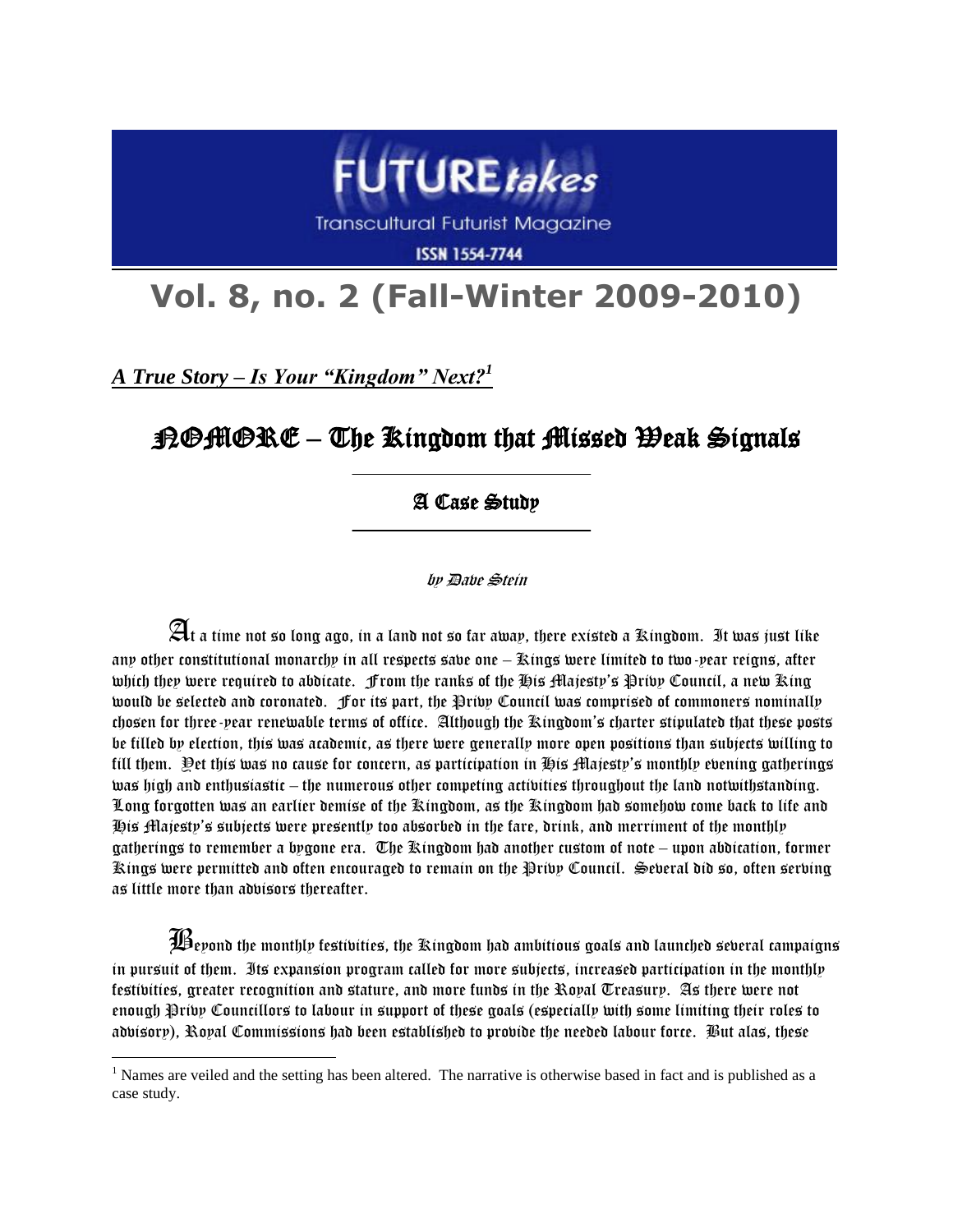FUTURE*takes*

Transcultural Futurist Magazine

ISSN 1554-7744

# Vol. 8, no. 2 (Fall-Winter 2009-2010)

***A True Story – Is Your "Kingdom" Next?***[1]

## NOMORE – The Kingdom that Missed Weak Signals

### A Case Study

*by Dave Stein*

At a time not so long ago, in a land not so far away, there existed a Kingdom. It was just like any other constitutional monarchy in all respects save one – Kings were limited to two-year reigns, after which they were required to abdicate. From the ranks of the His Majesty's Privy Council, a new King would be selected and coronated. For its part, the Privy Council was comprised of commoners nominally chosen for three-year renewable terms of office. Although the Kingdom's charter stipulated that these posts be filled by election, this was academic, as there were generally more open positions than subjects willing to fill them. Yet this was no cause for concern, as participation in His Majesty's monthly evening gatherings was high and enthusiastic – the numerous other competing activities throughout the land notwithstanding. Long forgotten was an earlier demise of the Kingdom, as the Kingdom had somehow come back to life and His Majesty's subjects were presently too absorbed in the fare, drink, and merriment of the monthly gatherings to remember a bygone era. The Kingdom had another custom of note – upon abdication, former Kings were permitted and often encouraged to remain on the Privy Council. Several did so, often serving as little more than advisors thereafter.

Beyond the monthly festivities, the Kingdom had ambitious goals and launched several campaigns in pursuit of them. Its expansion program called for more subjects, increased participation in the monthly festivities, greater recognition and stature, and more funds in the Royal Treasury. As there were not enough Privy Councillors to labour in support of these goals (especially with some limiting their roles to advisory), Royal Commissions had been established to provide the needed labour force. But alas, these

[1] Names are veiled and the setting has been altered. The narrative is otherwise based in fact and is published as a case study.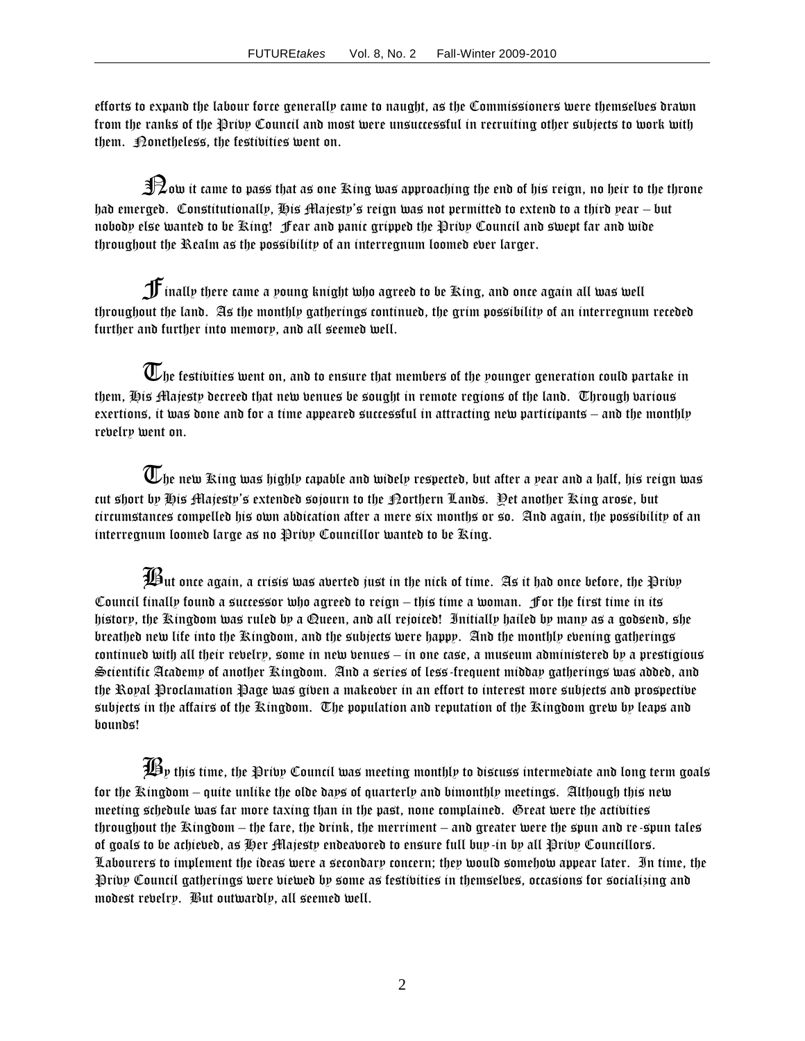efforts to expand the labour force generally came to naught, as the Commissioners were themselves drawn from the ranks of the Privy Council and most were unsuccessful in recruiting other subjects to work with them. Nonetheless, the festivities went on.

Now it came to pass that as one King was approaching the end of his reign, no heir to the throne had emerged. Constitutionally, His Majesty's reign was not permitted to extend to a third year – but nobody else wanted to be King! Fear and panic gripped the Privy Council and swept far and wide throughout the Realm as the possibility of an interregnum loomed ever larger.

Finally there came a young knight who agreed to be King, and once again all was well throughout the land. As the monthly gatherings continued, the grim possibility of an interregnum receded further and further into memory, and all seemed well.

The festivities went on, and to ensure that members of the younger generation could partake in them, His Majesty decreed that new venues be sought in remote regions of the land. Through various exertions, it was done and for a time appeared successful in attracting new participants – and the monthly revelry went on.

The new King was highly capable and widely respected, but after a year and a half, his reign was cut short by His Majesty's extended sojourn to the Northern Lands. Yet another King arose, but circumstances compelled his own abdication after a mere six months or so. And again, the possibility of an interregnum loomed large as no Privy Councillor wanted to be King.

But once again, a crisis was averted just in the nick of time. As it had once before, the Privy Council finally found a successor who agreed to reign – this time a woman. For the first time in its history, the Kingdom was ruled by a Queen, and all rejoiced! Initially hailed by many as a godsend, she breathed new life into the Kingdom, and the subjects were happy. And the monthly evening gatherings continued with all their revelry, some in new venues – in one case, a museum administered by a prestigious Scientific Academy of another Kingdom. And a series of less-frequent midday gatherings was added, and the Royal Proclamation Page was given a makeover in an effort to interest more subjects and prospective subjects in the affairs of the Kingdom. The population and reputation of the Kingdom grew by leaps and bounds!

By this time, the Privy Council was meeting monthly to discuss intermediate and long term goals for the Kingdom – quite unlike the olde days of quarterly and bimonthly meetings. Although this new meeting schedule was far more taxing than in the past, none complained. Great were the activities throughout the Kingdom – the fare, the drink, the merriment – and greater were the spun and re-spun tales of goals to be achieved, as Her Majesty endeavored to ensure full buy-in by all Privy Councillors. Labourers to implement the ideas were a secondary concern; they would somehow appear later. In time, the Privy Council gatherings were viewed by some as festivities in themselves, occasions for socializing and modest revelry. But outwardly, all seemed well.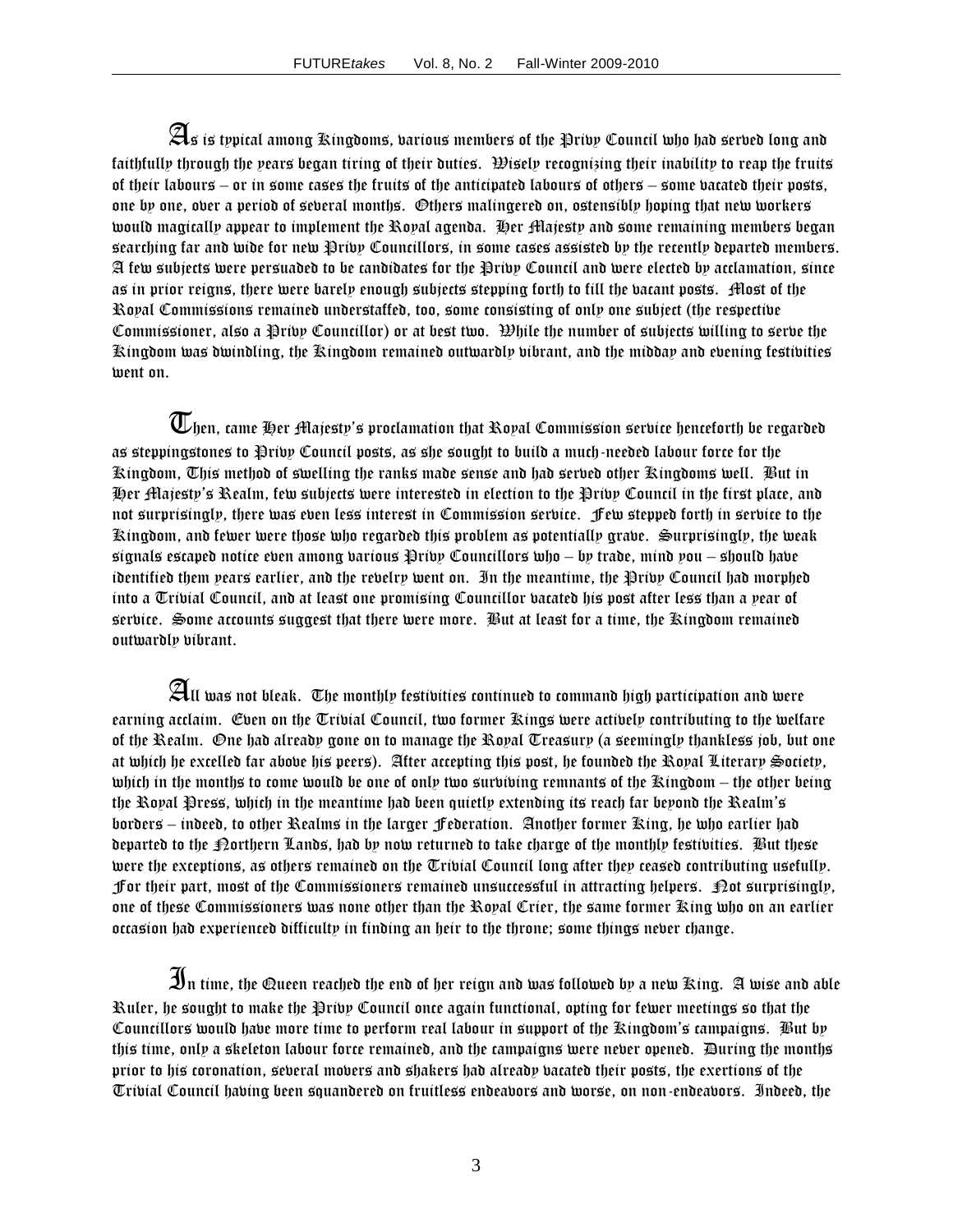As is typical among Kingdoms, various members of the Privy Council who had served long and faithfully through the years began tiring of their duties. Wisely recognizing their inability to reap the fruits of their labours – or in some cases the fruits of the anticipated labours of others – some vacated their posts, one by one, over a period of several months. Others malingered on, ostensibly hoping that new workers would magically appear to implement the Royal agenda. Her Majesty and some remaining members began searching far and wide for new Privy Councillors, in some cases assisted by the recently departed members. A few subjects were persuaded to be candidates for the Privy Council and were elected by acclamation, since as in prior reigns, there were barely enough subjects stepping forth to fill the vacant posts. Most of the Royal Commissions remained understaffed, too, some consisting of only one subject (the respective Commissioner, also a Privy Councillor) or at best two. While the number of subjects willing to serve the Kingdom was dwindling, the Kingdom remained outwardly vibrant, and the midday and evening festivities went on.

Then, came Her Majesty's proclamation that Royal Commission service henceforth be regarded as steppingstones to Privy Council posts, as she sought to build a much-needed labour force for the Kingdom, This method of swelling the ranks made sense and had served other Kingdoms well. But in Her Majesty's Realm, few subjects were interested in election to the Privy Council in the first place, and not surprisingly, there was even less interest in Commission service. Few stepped forth in service to the Kingdom, and fewer were those who regarded this problem as potentially grave. Surprisingly, the weak signals escaped notice even among various Privy Councillors who – by trade, mind you – should have identified them years earlier, and the revelry went on. In the meantime, the Privy Council had morphed into a Trivial Council, and at least one promising Councillor vacated his post after less than a year of service. Some accounts suggest that there were more. But at least for a time, the Kingdom remained outwardly vibrant.

All was not bleak. The monthly festivities continued to command high participation and were earning acclaim. Even on the Trivial Council, two former Kings were actively contributing to the welfare of the Realm. One had already gone on to manage the Royal Treasury (a seemingly thankless job, but one at which he excelled far above his peers). After accepting this post, he founded the Royal Literary Society, which in the months to come would be one of only two surviving remnants of the Kingdom – the other being the Royal Press, which in the meantime had been quietly extending its reach far beyond the Realm's borders – indeed, to other Realms in the larger Federation. Another former King, he who earlier had departed to the Northern Lands, had by now returned to take charge of the monthly festivities. But these were the exceptions, as others remained on the Trivial Council long after they ceased contributing usefully. For their part, most of the Commissioners remained unsuccessful in attracting helpers. Not surprisingly, one of these Commissioners was none other than the Royal Crier, the same former King who on an earlier occasion had experienced difficulty in finding an heir to the throne; some things never change.

In time, the Queen reached the end of her reign and was followed by a new King. A wise and able Ruler, he sought to make the Privy Council once again functional, opting for fewer meetings so that the Councillors would have more time to perform real labour in support of the Kingdom's campaigns. But by this time, only a skeleton labour force remained, and the campaigns were never opened. During the months prior to his coronation, several movers and shakers had already vacated their posts, the exertions of the Trivial Council having been squandered on fruitless endeavors and worse, on non-endeavors. Indeed, the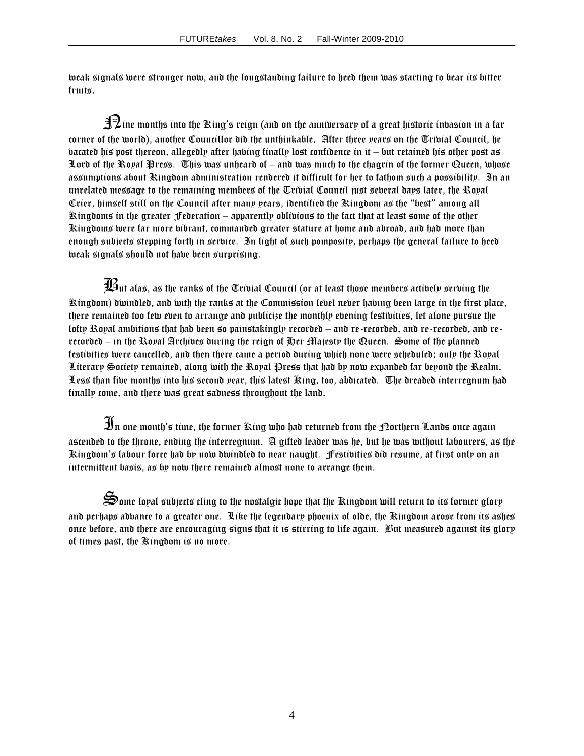weak signals were stronger now, and the longstanding failure to heed them was starting to bear its bitter fruits.

Nine months into the King's reign (and on the anniversary of a great historic invasion in a far corner of the world), another Councillor did the unthinkable. After three years on the Trivial Council, he vacated his post thereon, allegedly after having finally lost confidence in it – but retained his other post as Lord of the Royal Press. This was unheard of – and was much to the chagrin of the former Queen, whose assumptions about Kingdom administration rendered it difficult for her to fathom such a possibility. In an unrelated message to the remaining members of the Trivial Council just several days later, the Royal Crier, himself still on the Council after many years, identified the Kingdom as the "best" among all Kingdoms in the greater Federation – apparently oblivious to the fact that at least some of the other Kingdoms were far more vibrant, commanded greater stature at home and abroad, and had more than enough subjects stepping forth in service. In light of such pomposity, perhaps the general failure to heed weak signals should not have been surprising.

But alas, as the ranks of the Trivial Council (or at least those members actively serving the Kingdom) dwindled, and with the ranks at the Commission level never having been large in the first place, there remained too few even to arrange and publicize the monthly evening festivities, let alone pursue the lofty Royal ambitions that had been so painstakingly recorded – and re-recorded, and re-recorded, and re-recorded – in the Royal Archives during the reign of Her Majesty the Queen. Some of the planned festivities were cancelled, and then there came a period during which none were scheduled; only the Royal Literary Society remained, along with the Royal Press that had by now expanded far beyond the Realm. Less than five months into his second year, this latest King, too, abdicated. The dreaded interregnum had finally come, and there was great sadness throughout the land.

In one month's time, the former King who had returned from the Northern Lands once again ascended to the throne, ending the interregnum. A gifted leader was he, but he was without labourers, as the Kingdom's labour force had by now dwindled to near naught. Festivities did resume, at first only on an intermittent basis, as by now there remained almost none to arrange them.

Some loyal subjects cling to the nostalgic hope that the Kingdom will return to its former glory and perhaps advance to a greater one. Like the legendary phoenix of olde, the Kingdom arose from its ashes once before, and there are encouraging signs that it is stirring to life again. But measured against its glory of times past, the Kingdom is no more.